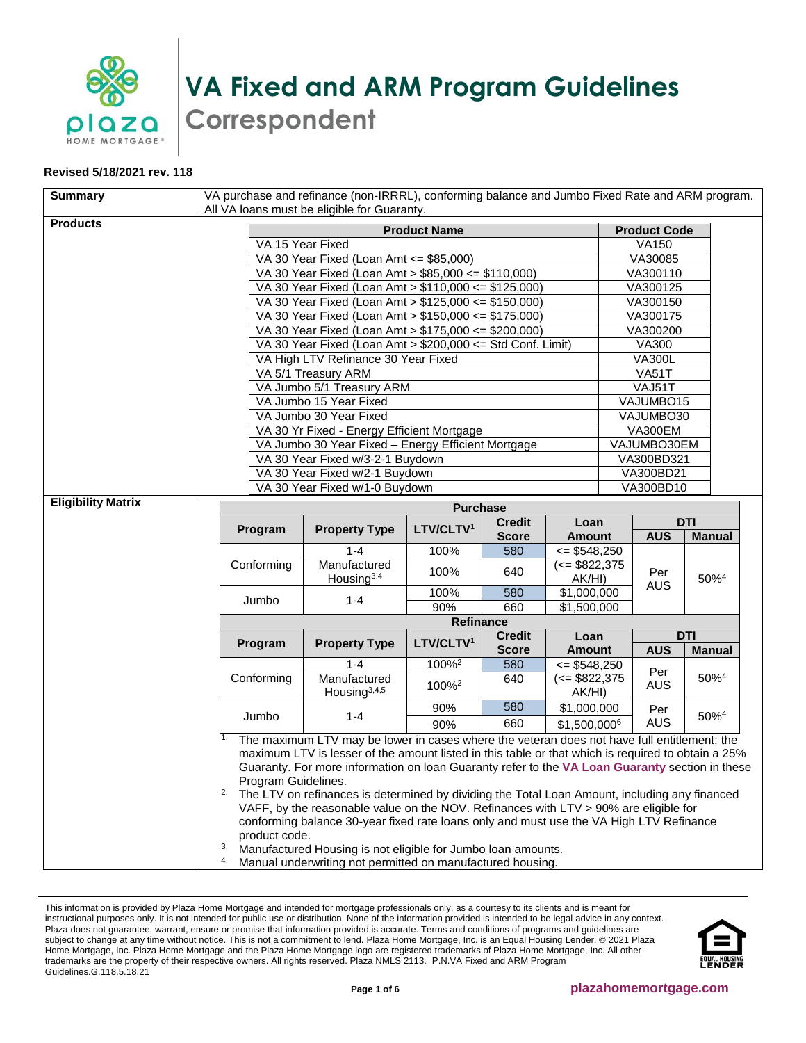# VA Fixed and ARM Program Guidelines
## Correspondent

**Revised 5/18/2021 rev. 118**

**Summary**

VA purchase and refinance (non-IRRRL), conforming balance and Jumbo Fixed Rate and ARM program. All VA loans must be eligible for Guaranty.

**Products**

| Product Name | Product Code |
|---|---|
| VA 15 Year Fixed | VA150 |
| VA 30 Year Fixed (Loan Amt <= $85,000) | VA30085 |
| VA 30 Year Fixed (Loan Amt > $85,000 <= $110,000) | VA300110 |
| VA 30 Year Fixed (Loan Amt > $110,000 <= $125,000) | VA300125 |
| VA 30 Year Fixed (Loan Amt > $125,000 <= $150,000) | VA300150 |
| VA 30 Year Fixed (Loan Amt > $150,000 <= $175,000) | VA300175 |
| VA 30 Year Fixed (Loan Amt > $175,000 <= $200,000) | VA300200 |
| VA 30 Year Fixed (Loan Amt > $200,000 <= Std Conf. Limit) | VA300 |
| VA High LTV Refinance 30 Year Fixed | VA300L |
| VA 5/1 Treasury ARM | VA51T |
| VA Jumbo 5/1 Treasury ARM | VAJ51T |
| VA Jumbo 15 Year Fixed | VAJUMBO15 |
| VA Jumbo 30 Year Fixed | VAJUMBO30 |
| VA 30 Yr Fixed - Energy Efficient Mortgage | VA300EM |
| VA Jumbo 30 Year Fixed – Energy Efficient Mortgage | VAJUMBO30EM |
| VA 30 Year Fixed w/3-2-1 Buydown | VA300BD321 |
| VA 30 Year Fixed w/2-1 Buydown | VA300BD21 |
| VA 30 Year Fixed w/1-0 Buydown | VA300BD10 |

**Eligibility Matrix**

**Purchase**

| Program | Property Type | LTV/CLTV[1] | Credit Score | Loan Amount | DTI AUS | DTI Manual |
|---|---|---|---|---|---|---|
| Conforming | 1-4 | 100% | 580 | <= $548,250 (<= $822,375 AK/HI) | Per AUS | 50%[4] |
| | Manufactured Housing[3,4] | 100% | 640 | | | |
| Jumbo | 1-4 | 100% | 580 | $1,000,000 | | |
| | | 90% | 660 | $1,500,000 | | |

**Refinance**

| Program | Property Type | LTV/CLTV[1] | Credit Score | Loan Amount | DTI AUS | DTI Manual |
|---|---|---|---|---|---|---|
| Conforming | 1-4 | 100%[2] | 580 | <= $548,250 (<= $822,375 AK/HI) | Per AUS | 50%[4] |
| | Manufactured Housing[3,4,5] | 100%[2] | 640 | | | |
| Jumbo | 1-4 | 90% | 580 | $1,000,000 | Per AUS | 50%[4] |
| | | 90% | 660 | $1,500,000[6] | | |

1. The maximum LTV may be lower in cases where the veteran does not have full entitlement; the maximum LTV is lesser of the amount listed in this table or that which is required to obtain a 25% Guaranty. For more information on loan Guaranty refer to the **VA Loan Guaranty** section in these Program Guidelines.
2. The LTV on refinances is determined by dividing the Total Loan Amount, including any financed VAFF, by the reasonable value on the NOV. Refinances with LTV > 90% are eligible for conforming balance 30-year fixed rate loans only and must use the VA High LTV Refinance product code.
3. Manufactured Housing is not eligible for Jumbo loan amounts.
4. Manual underwriting not permitted on manufactured housing.

This information is provided by Plaza Home Mortgage and intended for mortgage professionals only, as a courtesy to its clients and is meant for instructional purposes only. It is not intended for public use or distribution. None of the information provided is intended to be legal advice in any context. Plaza does not guarantee, warrant, ensure or promise that information provided is accurate. Terms and conditions of programs and guidelines are subject to change at any time without notice. This is not a commitment to lend. Plaza Home Mortgage, Inc. is an Equal Housing Lender. © 2021 Plaza Home Mortgage, Inc. Plaza Home Mortgage and the Plaza Home Mortgage logo are registered trademarks of Plaza Home Mortgage, Inc. All other trademarks are the property of their respective owners. All rights reserved. Plaza NMLS 2113. P.N.VA Fixed and ARM Program Guidelines.G.118.5.18.21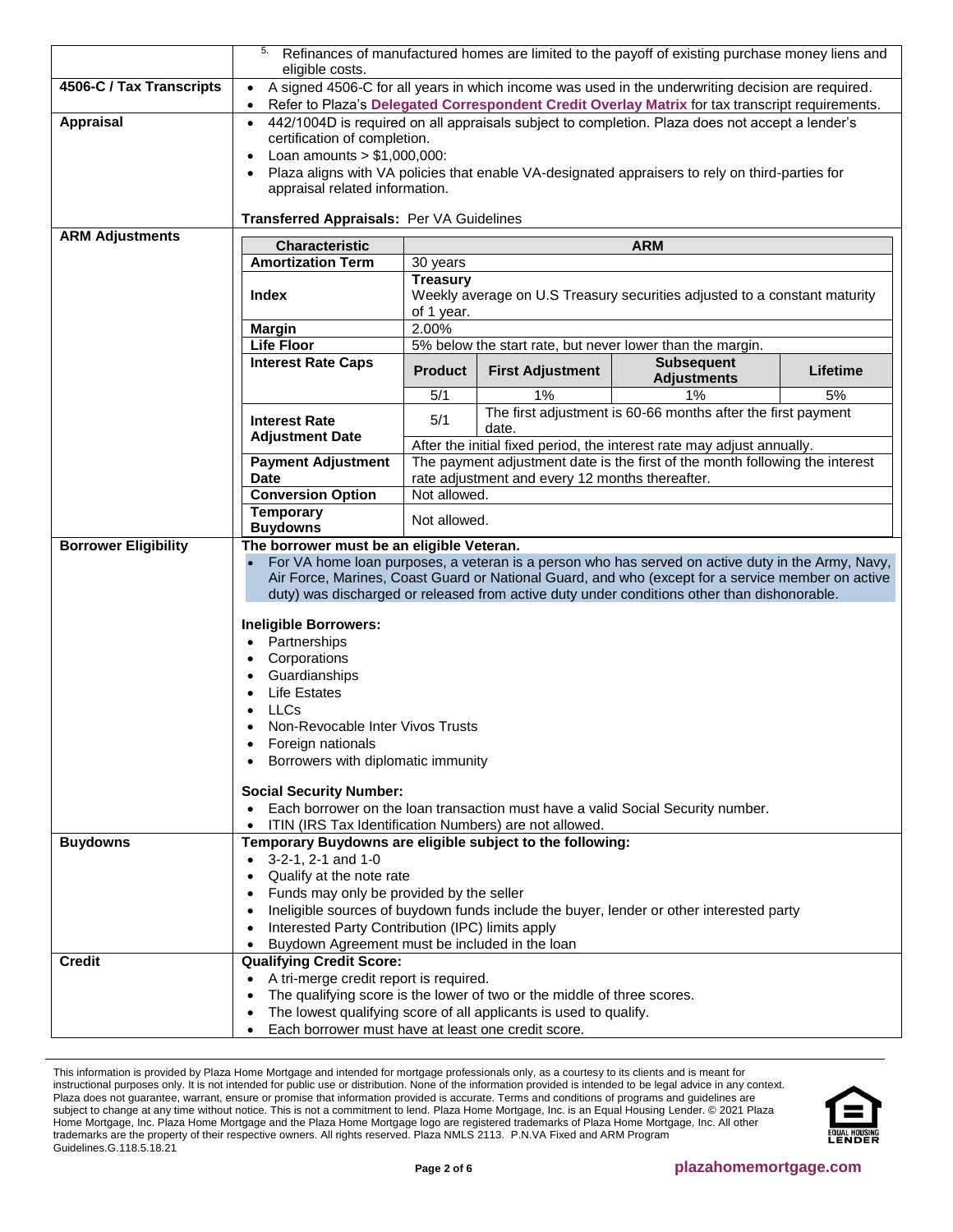| | |
|---|---|
| | 5. Refinances of manufactured homes are limited to the payoff of existing purchase money liens and eligible costs. |
| **4506-C / Tax Transcripts** | • A signed 4506-C for all years in which income was used in the underwriting decision are required.<br>• Refer to Plaza's **Delegated Correspondent Credit Overlay Matrix** for tax transcript requirements. |
| **Appraisal** | • 442/1004D is required on all appraisals subject to completion. Plaza does not accept a lender's certification of completion.<br>• Loan amounts > $1,000,000:<br>• Plaza aligns with VA policies that enable VA-designated appraisers to rely on third-parties for appraisal related information.<br><br>**Transferred Appraisals:** Per VA Guidelines |

**ARM Adjustments**

| Characteristic | ARM | | | |
|---|---|---|---|---|
| **Amortization Term** | 30 years | | | |
| **Index** | **Treasury** Weekly average on U.S Treasury securities adjusted to a constant maturity of 1 year. | | | |
| **Margin** | 2.00% | | | |
| **Life Floor** | 5% below the start rate, but never lower than the margin. | | | |
| **Interest Rate Caps** | **Product** | **First Adjustment** | **Subsequent Adjustments** | **Lifetime** |
| | 5/1 | 1% | 1% | 5% |
| **Interest Rate Adjustment Date** | 5/1 | The first adjustment is 60-66 months after the first payment date. | | |
| | After the initial fixed period, the interest rate may adjust annually. | | | |
| **Payment Adjustment Date** | The payment adjustment date is the first of the month following the interest rate adjustment and every 12 months thereafter. | | | |
| **Conversion Option** | Not allowed. | | | |
| **Temporary Buydowns** | Not allowed. | | | |

**Borrower Eligibility**

**The borrower must be an eligible Veteran.**

- For VA home loan purposes, a veteran is a person who has served on active duty in the Army, Navy, Air Force, Marines, Coast Guard or National Guard, and who (except for a service member on active duty) was discharged or released from active duty under conditions other than dishonorable.

**Ineligible Borrowers:**

- Partnerships
- Corporations
- Guardianships
- Life Estates
- LLCs
- Non-Revocable Inter Vivos Trusts
- Foreign nationals
- Borrowers with diplomatic immunity

**Social Security Number:**

- Each borrower on the loan transaction must have a valid Social Security number.
- ITIN (IRS Tax Identification Numbers) are not allowed.

**Buydowns**

**Temporary Buydowns are eligible subject to the following:**

- 3-2-1, 2-1 and 1-0
- Qualify at the note rate
- Funds may only be provided by the seller
- Ineligible sources of buydown funds include the buyer, lender or other interested party
- Interested Party Contribution (IPC) limits apply
- Buydown Agreement must be included in the loan

**Credit**

**Qualifying Credit Score:**

- A tri-merge credit report is required.
- The qualifying score is the lower of two or the middle of three scores.
- The lowest qualifying score of all applicants is used to qualify.
- Each borrower must have at least one credit score.

This information is provided by Plaza Home Mortgage and intended for mortgage professionals only, as a courtesy to its clients and is meant for instructional purposes only. It is not intended for public use or distribution. None of the information provided is intended to be legal advice in any context. Plaza does not guarantee, warrant, ensure or promise that information provided is accurate. Terms and conditions of programs and guidelines are subject to change at any time without notice. This is not a commitment to lend. Plaza Home Mortgage, Inc. is an Equal Housing Lender. © 2021 Plaza Home Mortgage, Inc. Plaza Home Mortgage and the Plaza Home Mortgage logo are registered trademarks of Plaza Home Mortgage, Inc. All other trademarks are the property of their respective owners. All rights reserved. Plaza NMLS 2113. P.N.VA Fixed and ARM Program Guidelines.G.118.5.18.21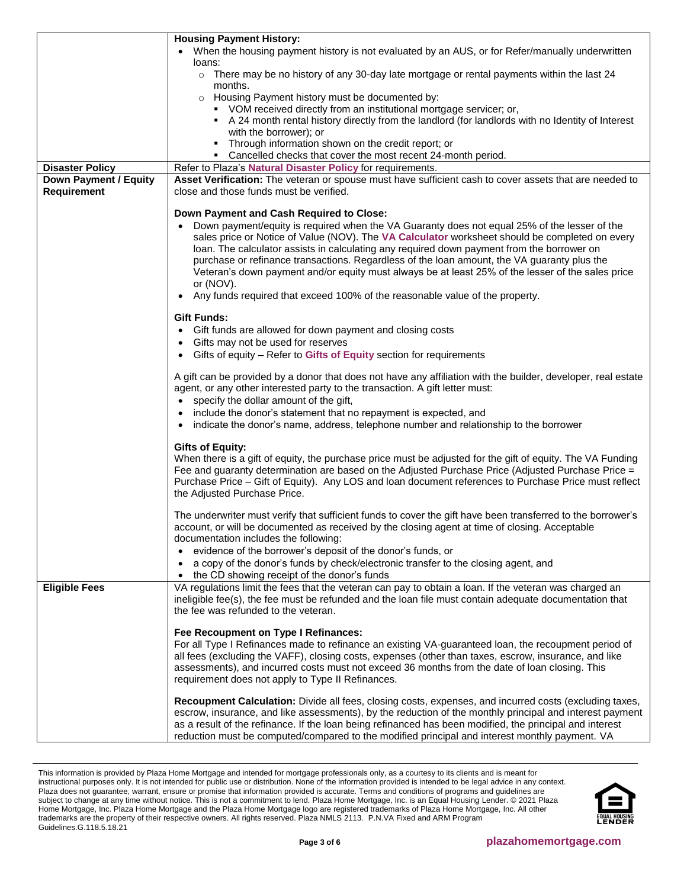| | |
|---|---|
| | **Housing Payment History:**<br>• When the housing payment history is not evaluated by an AUS, or for Refer/manually underwritten loans:<br>  ○ There may be no history of any 30-day late mortgage or rental payments within the last 24 months.<br>  ○ Housing Payment history must be documented by:<br>    ▪ VOM received directly from an institutional mortgage servicer; or,<br>    ▪ A 24 month rental history directly from the landlord (for landlords with no Identity of Interest with the borrower); or<br>    ▪ Through information shown on the credit report; or<br>    ▪ Cancelled checks that cover the most recent 24-month period. |
| **Disaster Policy** | Refer to Plaza's **Natural Disaster Policy** for requirements. |
| **Down Payment / Equity Requirement** | **Asset Verification:** The veteran or spouse must have sufficient cash to cover assets that are needed to close and those funds must be verified.<br><br>**Down Payment and Cash Required to Close:**<br>• Down payment/equity is required when the VA Guaranty does not equal 25% of the lesser of the sales price or Notice of Value (NOV). The **VA Calculator** worksheet should be completed on every loan. The calculator assists in calculating any required down payment from the borrower on purchase or refinance transactions. Regardless of the loan amount, the VA guaranty plus the Veteran's down payment and/or equity must always be at least 25% of the lesser of the sales price or (NOV).<br>• Any funds required that exceed 100% of the reasonable value of the property.<br><br>**Gift Funds:**<br>• Gift funds are allowed for down payment and closing costs<br>• Gifts may not be used for reserves<br>• Gifts of equity – Refer to **Gifts of Equity** section for requirements<br><br>A gift can be provided by a donor that does not have any affiliation with the builder, developer, real estate agent, or any other interested party to the transaction. A gift letter must:<br>• specify the dollar amount of the gift,<br>• include the donor's statement that no repayment is expected, and<br>• indicate the donor's name, address, telephone number and relationship to the borrower<br><br>**Gifts of Equity:**<br>When there is a gift of equity, the purchase price must be adjusted for the gift of equity. The VA Funding Fee and guaranty determination are based on the Adjusted Purchase Price (Adjusted Purchase Price = Purchase Price – Gift of Equity). Any LOS and loan document references to Purchase Price must reflect the Adjusted Purchase Price.<br><br>The underwriter must verify that sufficient funds to cover the gift have been transferred to the borrower's account, or will be documented as received by the closing agent at time of closing. Acceptable documentation includes the following:<br>• evidence of the borrower's deposit of the donor's funds, or<br>• a copy of the donor's funds by check/electronic transfer to the closing agent, and<br>• the CD showing receipt of the donor's funds |
| **Eligible Fees** | VA regulations limit the fees that the veteran can pay to obtain a loan. If the veteran was charged an ineligible fee(s), the fee must be refunded and the loan file must contain adequate documentation that the fee was refunded to the veteran.<br><br>**Fee Recoupment on Type I Refinances:**<br>For all Type I Refinances made to refinance an existing VA-guaranteed loan, the recoupment period of all fees (excluding the VAFF), closing costs, expenses (other than taxes, escrow, insurance, and like assessments), and incurred costs must not exceed 36 months from the date of loan closing. This requirement does not apply to Type II Refinances.<br><br>**Recoupment Calculation:** Divide all fees, closing costs, expenses, and incurred costs (excluding taxes, escrow, insurance, and like assessments), by the reduction of the monthly principal and interest payment as a result of the refinance. If the loan being refinanced has been modified, the principal and interest reduction must be computed/compared to the modified principal and interest monthly payment. VA |

This information is provided by Plaza Home Mortgage and intended for mortgage professionals only, as a courtesy to its clients and is meant for instructional purposes only. It is not intended for public use or distribution. None of the information provided is intended to be legal advice in any context. Plaza does not guarantee, warrant, ensure or promise that information provided is accurate. Terms and conditions of programs and guidelines are subject to change at any time without notice. This is not a commitment to lend. Plaza Home Mortgage, Inc. is an Equal Housing Lender. © 2021 Plaza Home Mortgage, Inc. Plaza Home Mortgage and the Plaza Home Mortgage logo are registered trademarks of Plaza Home Mortgage, Inc. All other trademarks are the property of their respective owners. All rights reserved. Plaza NMLS 2113. P.N.VA Fixed and ARM Program Guidelines.G.118.5.18.21

plazahomemortgage.com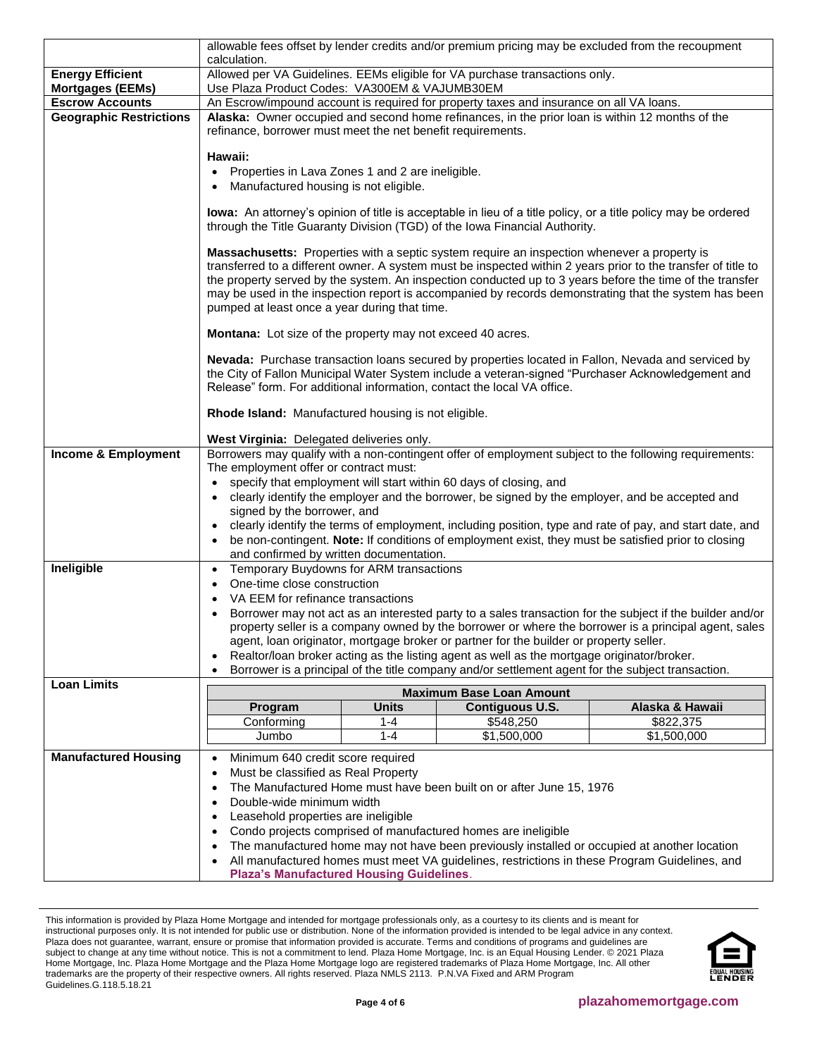| | |
|---|---|
| | allowable fees offset by lender credits and/or premium pricing may be excluded from the recoupment calculation. |
| **Energy Efficient Mortgages (EEMs)** | Allowed per VA Guidelines. EEMs eligible for VA purchase transactions only.<br>Use Plaza Product Codes: VA300EM & VAJUMB30EM |
| **Escrow Accounts** | An Escrow/impound account is required for property taxes and insurance on all VA loans. |
| **Geographic Restrictions** | **Alaska:** Owner occupied and second home refinances, in the prior loan is within 12 months of the refinance, borrower must meet the net benefit requirements.<br><br>**Hawaii:**<br>• Properties in Lava Zones 1 and 2 are ineligible.<br>• Manufactured housing is not eligible.<br><br>**Iowa:** An attorney's opinion of title is acceptable in lieu of a title policy, or a title policy may be ordered through the Title Guaranty Division (TGD) of the Iowa Financial Authority.<br><br>**Massachusetts:** Properties with a septic system require an inspection whenever a property is transferred to a different owner. A system must be inspected within 2 years prior to the transfer of title to the property served by the system. An inspection conducted up to 3 years before the time of the transfer may be used in the inspection report is accompanied by records demonstrating that the system has been pumped at least once a year during that time.<br><br>**Montana:** Lot size of the property may not exceed 40 acres.<br><br>**Nevada:** Purchase transaction loans secured by properties located in Fallon, Nevada and serviced by the City of Fallon Municipal Water System include a veteran-signed "Purchaser Acknowledgement and Release" form. For additional information, contact the local VA office.<br><br>**Rhode Island:** Manufactured housing is not eligible.<br><br>**West Virginia:** Delegated deliveries only. |
| **Income & Employment** | Borrowers may qualify with a non-contingent offer of employment subject to the following requirements: The employment offer or contract must:<br>• specify that employment will start within 60 days of closing, and<br>• clearly identify the employer and the borrower, be signed by the employer, and be accepted and signed by the borrower, and<br>• clearly identify the terms of employment, including position, type and rate of pay, and start date, and<br>• be non-contingent. **Note:** If conditions of employment exist, they must be satisfied prior to closing and confirmed by written documentation. |
| **Ineligible** | • Temporary Buydowns for ARM transactions<br>• One-time close construction<br>• VA EEM for refinance transactions<br>• Borrower may not act as an interested party to a sales transaction for the subject if the builder and/or property seller is a company owned by the borrower or where the borrower is a principal agent, sales agent, loan originator, mortgage broker or partner for the builder or property seller.<br>• Realtor/loan broker acting as the listing agent as well as the mortgage originator/broker.<br>• Borrower is a principal of the title company and/or settlement agent for the subject transaction. |
| **Loan Limits** | See table below |
| **Manufactured Housing** | • Minimum 640 credit score required<br>• Must be classified as Real Property<br>• The Manufactured Home must have been built on or after June 15, 1976<br>• Double-wide minimum width<br>• Leasehold properties are ineligible<br>• Condo projects comprised of manufactured homes are ineligible<br>• The manufactured home may not have been previously installed or occupied at another location<br>• All manufactured homes must meet VA guidelines, restrictions in these Program Guidelines, and **Plaza's Manufactured Housing Guidelines**. |

**Loan Limits**

| Maximum Base Loan Amount | | | |
|---|---|---|---|
| **Program** | **Units** | **Contiguous U.S.** | **Alaska & Hawaii** |
| Conforming | 1-4 | $548,250 | $822,375 |
| Jumbo | 1-4 | $1,500,000 | $1,500,000 |

This information is provided by Plaza Home Mortgage and intended for mortgage professionals only, as a courtesy to its clients and is meant for instructional purposes only. It is not intended for public use or distribution. None of the information provided is intended to be legal advice in any context. Plaza does not guarantee, warrant, ensure or promise that information provided is accurate. Terms and conditions of programs and guidelines are subject to change at any time without notice. This is not a commitment to lend. Plaza Home Mortgage, Inc. is an Equal Housing Lender. © 2021 Plaza Home Mortgage, Inc. Plaza Home Mortgage and the Plaza Home Mortgage logo are registered trademarks of Plaza Home Mortgage, Inc. All other trademarks are the property of their respective owners. All rights reserved. Plaza NMLS 2113. P.N.VA Fixed and ARM Program Guidelines.G.118.5.18.21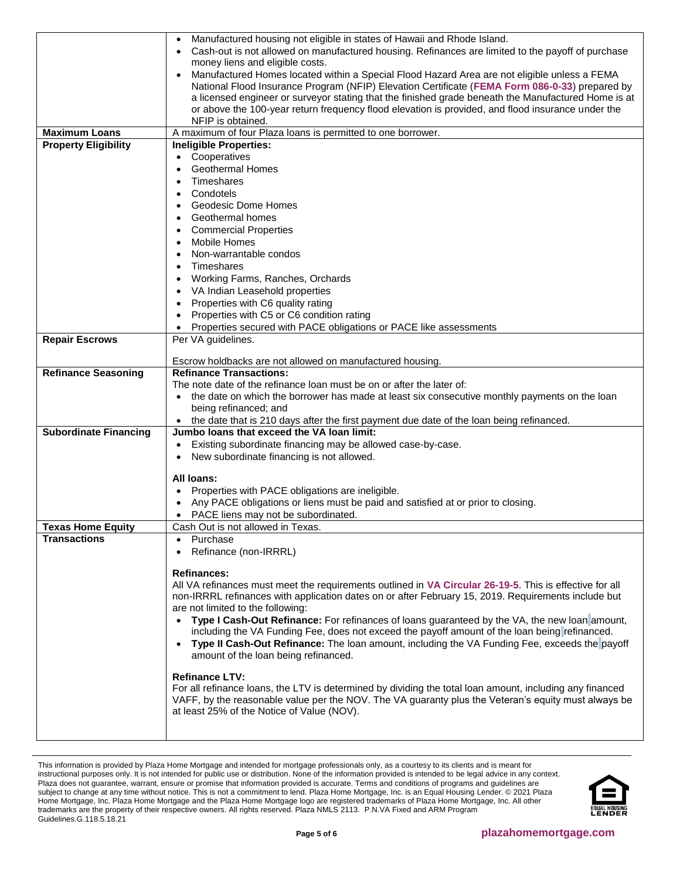| | |
|---|---|
| | • Manufactured housing not eligible in states of Hawaii and Rhode Island.<br>• Cash-out is not allowed on manufactured housing. Refinances are limited to the payoff of purchase money liens and eligible costs.<br>• Manufactured Homes located within a Special Flood Hazard Area are not eligible unless a FEMA National Flood Insurance Program (NFIP) Elevation Certificate (**FEMA Form 086-0-33**) prepared by a licensed engineer or surveyor stating that the finished grade beneath the Manufactured Home is at or above the 100-year return frequency flood elevation is provided, and flood insurance under the NFIP is obtained. |
| **Maximum Loans** | A maximum of four Plaza loans is permitted to one borrower. |
| **Property Eligibility** | **Ineligible Properties:**<br>• Cooperatives<br>• Geothermal Homes<br>• Timeshares<br>• Condotels<br>• Geodesic Dome Homes<br>• Geothermal homes<br>• Commercial Properties<br>• Mobile Homes<br>• Non-warrantable condos<br>• Timeshares<br>• Working Farms, Ranches, Orchards<br>• VA Indian Leasehold properties<br>• Properties with C6 quality rating<br>• Properties with C5 or C6 condition rating<br>• Properties secured with PACE obligations or PACE like assessments |
| **Repair Escrows** | Per VA guidelines.<br><br>Escrow holdbacks are not allowed on manufactured housing. |
| **Refinance Seasoning** | **Refinance Transactions:**<br>The note date of the refinance loan must be on or after the later of:<br>• the date on which the borrower has made at least six consecutive monthly payments on the loan being refinanced; and<br>• the date that is 210 days after the first payment due date of the loan being refinanced. |
| **Subordinate Financing** | **Jumbo loans that exceed the VA loan limit:**<br>• Existing subordinate financing may be allowed case-by-case.<br>• New subordinate financing is not allowed.<br><br>**All loans:**<br>• Properties with PACE obligations are ineligible.<br>• Any PACE obligations or liens must be paid and satisfied at or prior to closing.<br>• PACE liens may not be subordinated. |
| **Texas Home Equity** | Cash Out is not allowed in Texas. |
| **Transactions** | • Purchase<br>• Refinance (non-IRRRL)<br><br>**Refinances:**<br>All VA refinances must meet the requirements outlined in **VA Circular 26-19-5**. This is effective for all non-IRRRL refinances with application dates on or after February 15, 2019. Requirements include but are not limited to the following:<br>• **Type I Cash-Out Refinance:** For refinances of loans guaranteed by the VA, the new loan amount, including the VA Funding Fee, does not exceed the payoff amount of the loan being refinanced.<br>• **Type II Cash-Out Refinance:** The loan amount, including the VA Funding Fee, exceeds the payoff amount of the loan being refinanced.<br><br>**Refinance LTV:**<br>For all refinance loans, the LTV is determined by dividing the total loan amount, including any financed VAFF, by the reasonable value per the NOV. The VA guaranty plus the Veteran's equity must always be at least 25% of the Notice of Value (NOV). |

This information is provided by Plaza Home Mortgage and intended for mortgage professionals only, as a courtesy to its clients and is meant for instructional purposes only. It is not intended for public use or distribution. None of the information provided is intended to be legal advice in any context. Plaza does not guarantee, warrant, ensure or promise that information provided is accurate. Terms and conditions of programs and guidelines are subject to change at any time without notice. This is not a commitment to lend. Plaza Home Mortgage, Inc. is an Equal Housing Lender. © 2021 Plaza Home Mortgage, Inc. Plaza Home Mortgage and the Plaza Home Mortgage logo are registered trademarks of Plaza Home Mortgage, Inc. All other trademarks are the property of their respective owners. All rights reserved. Plaza NMLS 2113. P.N.VA Fixed and ARM Program Guidelines.G.118.5.18.21

plazahomemortgage.com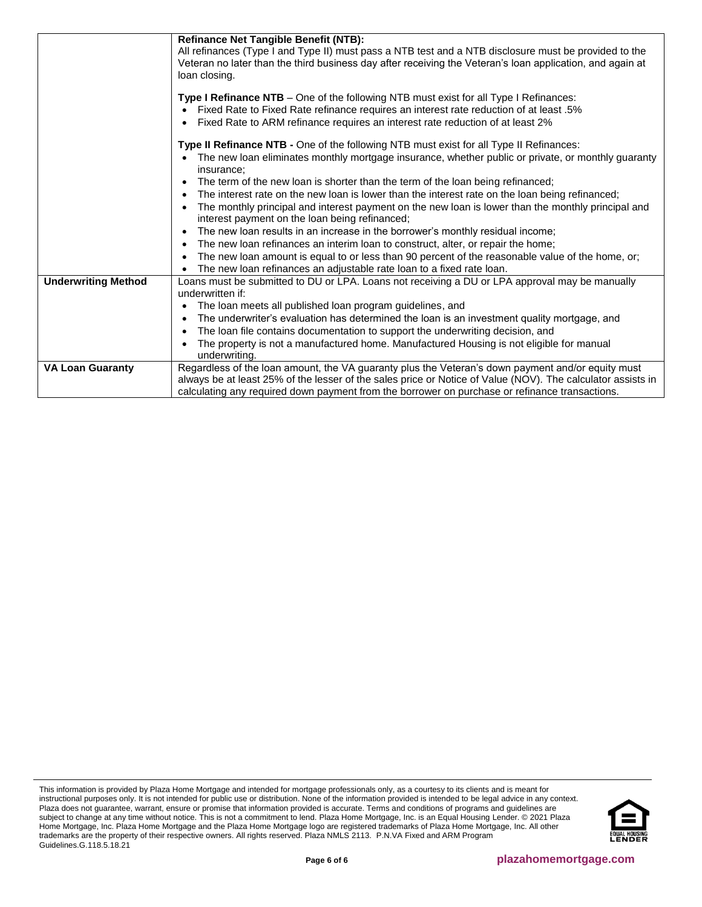| | |
|---|---|
| | **Refinance Net Tangible Benefit (NTB):**<br>All refinances (Type I and Type II) must pass a NTB test and a NTB disclosure must be provided to the Veteran no later than the third business day after receiving the Veteran's loan application, and again at loan closing.<br><br>**Type I Refinance NTB** – One of the following NTB must exist for all Type I Refinances:<br>• Fixed Rate to Fixed Rate refinance requires an interest rate reduction of at least .5%<br>• Fixed Rate to ARM refinance requires an interest rate reduction of at least 2%<br><br>**Type II Refinance NTB -** One of the following NTB must exist for all Type II Refinances:<br>• The new loan eliminates monthly mortgage insurance, whether public or private, or monthly guaranty insurance;<br>• The term of the new loan is shorter than the term of the loan being refinanced;<br>• The interest rate on the new loan is lower than the interest rate on the loan being refinanced;<br>• The monthly principal and interest payment on the new loan is lower than the monthly principal and interest payment on the loan being refinanced;<br>• The new loan results in an increase in the borrower's monthly residual income;<br>• The new loan refinances an interim loan to construct, alter, or repair the home;<br>• The new loan amount is equal to or less than 90 percent of the reasonable value of the home, or;<br>• The new loan refinances an adjustable rate loan to a fixed rate loan. |
| **Underwriting Method** | Loans must be submitted to DU or LPA. Loans not receiving a DU or LPA approval may be manually underwritten if:<br>• The loan meets all published loan program guidelines, and<br>• The underwriter's evaluation has determined the loan is an investment quality mortgage, and<br>• The loan file contains documentation to support the underwriting decision, and<br>• The property is not a manufactured home. Manufactured Housing is not eligible for manual underwriting. |
| **VA Loan Guaranty** | Regardless of the loan amount, the VA guaranty plus the Veteran's down payment and/or equity must always be at least 25% of the lesser of the sales price or Notice of Value (NOV). The calculator assists in calculating any required down payment from the borrower on purchase or refinance transactions. |

This information is provided by Plaza Home Mortgage and intended for mortgage professionals only, as a courtesy to its clients and is meant for instructional purposes only. It is not intended for public use or distribution. None of the information provided is intended to be legal advice in any context. Plaza does not guarantee, warrant, ensure or promise that information provided is accurate. Terms and conditions of programs and guidelines are subject to change at any time without notice. This is not a commitment to lend. Plaza Home Mortgage, Inc. is an Equal Housing Lender. © 2021 Plaza Home Mortgage, Inc. Plaza Home Mortgage and the Plaza Home Mortgage logo are registered trademarks of Plaza Home Mortgage, Inc. All other trademarks are the property of their respective owners. All rights reserved. Plaza NMLS 2113. P.N.VA Fixed and ARM Program Guidelines.G.118.5.18.21

plazahomemortgage.com